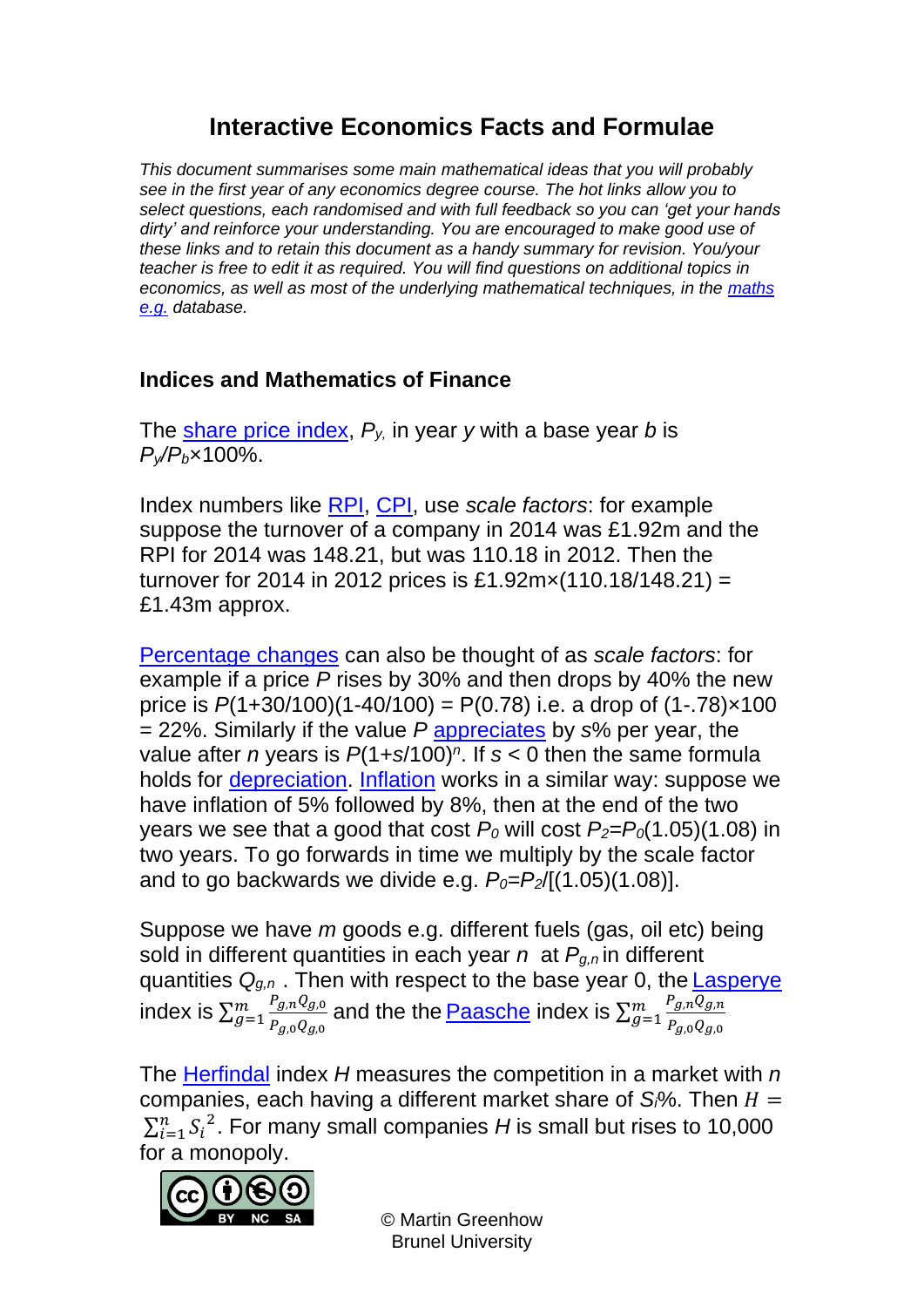# Interactive Economics Facts and Formulae

*This document summarises some main mathematical ideas that you will probably see in the first year of any economics degree course. The hot links allow you to select questions, each randomised and with full feedback so you can 'get your hands dirty' and reinforce your understanding. You are encouraged to make good use of these links and to retain this document as a handy summary for revision. You/your teacher is free to edit it as required. You will find questions on additional topics in economics, as well as most of the underlying mathematical techniques, in the maths e.g. database.*

## Indices and Mathematics of Finance

The share price index, $P_y$, in year *y* with a base year *b* is $P_y/P_b \times 100\%$.

Index numbers like RPI, CPI, use *scale factors*: for example suppose the turnover of a company in 2014 was £1.92m and the RPI for 2014 was 148.21, but was 110.18 in 2012. Then the turnover for 2014 in 2012 prices is £1.92m×(110.18/148.21) = £1.43m approx.

Percentage changes can also be thought of as *scale factors*: for example if a price *P* rises by 30% and then drops by 40% the new price is $P(1+30/100)(1-40/100) = P(0.78)$ i.e. a drop of (1-.78)×100 = 22%. Similarly if the value *P* appreciates by *s*% per year, the value after *n* years is $P(1+s/100)^n$. If $s < 0$ then the same formula holds for depreciation. Inflation works in a similar way: suppose we have inflation of 5% followed by 8%, then at the end of the two years we see that a good that cost $P_0$ will cost $P_2=P_0(1.05)(1.08)$ in two years. To go forwards in time we multiply by the scale factor and to go backwards we divide e.g. $P_0=P_2/[(1.05)(1.08)]$.

Suppose we have *m* goods e.g. different fuels (gas, oil etc) being sold in different quantities in each year *n* at $P_{g,n}$ in different quantities $Q_{g,n}$ . Then with respect to the base year 0, the Lasperye index is $\sum_{g=1}^{m} \frac{P_{g,n}Q_{g,0}}{P_{g,0}Q_{g,0}}$ and the the Paasche index is $\sum_{g=1}^{m} \frac{P_{g,n}Q_{g,n}}{P_{g,0}Q_{g,0}}$

The Herfindal index *H* measures the competition in a market with *n* companies, each having a different market share of $S_i$%. Then $H = \sum_{i=1}^{n} {S_i}^2$. For many small companies *H* is small but rises to 10,000 for a monopoly.

© Martin Greenhow
Brunel University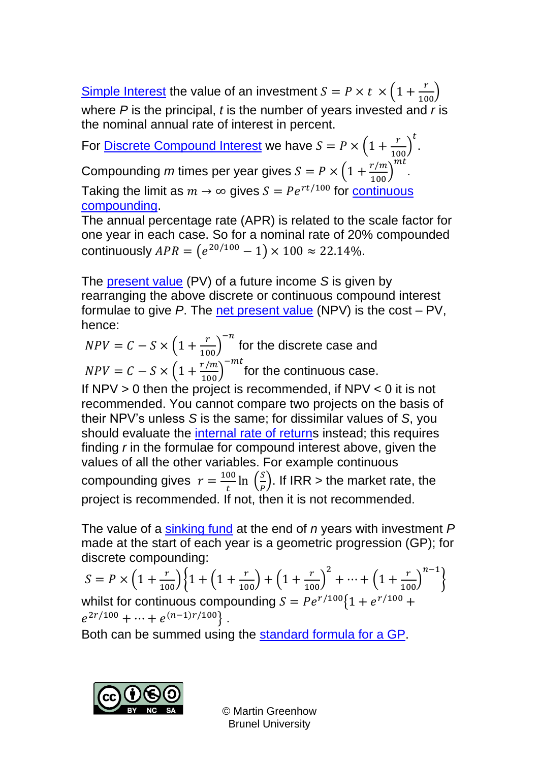Simple Interest the value of an investment $S = P \times t \times \left(1 + \frac{r}{100}\right)$ where $P$ is the principal, $t$ is the number of years invested and $r$ is the nominal annual rate of interest in percent.

For Discrete Compound Interest we have $S = P \times \left(1 + \frac{r}{100}\right)^{t}$.

Compounding $m$ times per year gives $S = P \times \left(1 + \frac{r/m}{100}\right)^{mt}$.

Taking the limit as $m \to \infty$ gives $S = Pe^{rt/100}$ for continuous compounding.

The annual percentage rate (APR) is related to the scale factor for one year in each case. So for a nominal rate of 20% compounded continuously $APR = \left(e^{20/100} - 1\right) \times 100 \approx 22.14\%$.

The present value (PV) of a future income $S$ is given by rearranging the above discrete or continuous compound interest formulae to give $P$. The net present value (NPV) is the cost – PV, hence:

$NPV = C - S \times \left(1 + \frac{r}{100}\right)^{-n}$ for the discrete case and

$NPV = C - S \times \left(1 + \frac{r/m}{100}\right)^{-mt}$ for the continuous case.

If NPV > 0 then the project is recommended, if NPV < 0 it is not recommended. You cannot compare two projects on the basis of their NPV's unless $S$ is the same; for dissimilar values of $S$, you should evaluate the internal rate of returns instead; this requires finding $r$ in the formulae for compound interest above, given the values of all the other variables. For example continuous compounding gives $r = \frac{100}{t} \ln\left(\frac{S}{P}\right)$. If IRR > the market rate, the project is recommended. If not, then it is not recommended.

The value of a sinking fund at the end of $n$ years with investment $P$ made at the start of each year is a geometric progression (GP); for discrete compounding:

$$S = P \times \left(1 + \frac{r}{100}\right)\left\{1 + \left(1 + \frac{r}{100}\right) + \left(1 + \frac{r}{100}\right)^{2} + \cdots + \left(1 + \frac{r}{100}\right)^{n-1}\right\}$$

whilst for continuous compounding $S = Pe^{r/100}\left\{1 + e^{r/100} + e^{2r/100} + \cdots + e^{(n-1)r/100}\right\}$.

Both can be summed using the standard formula for a GP.

© Martin Greenhow
Brunel University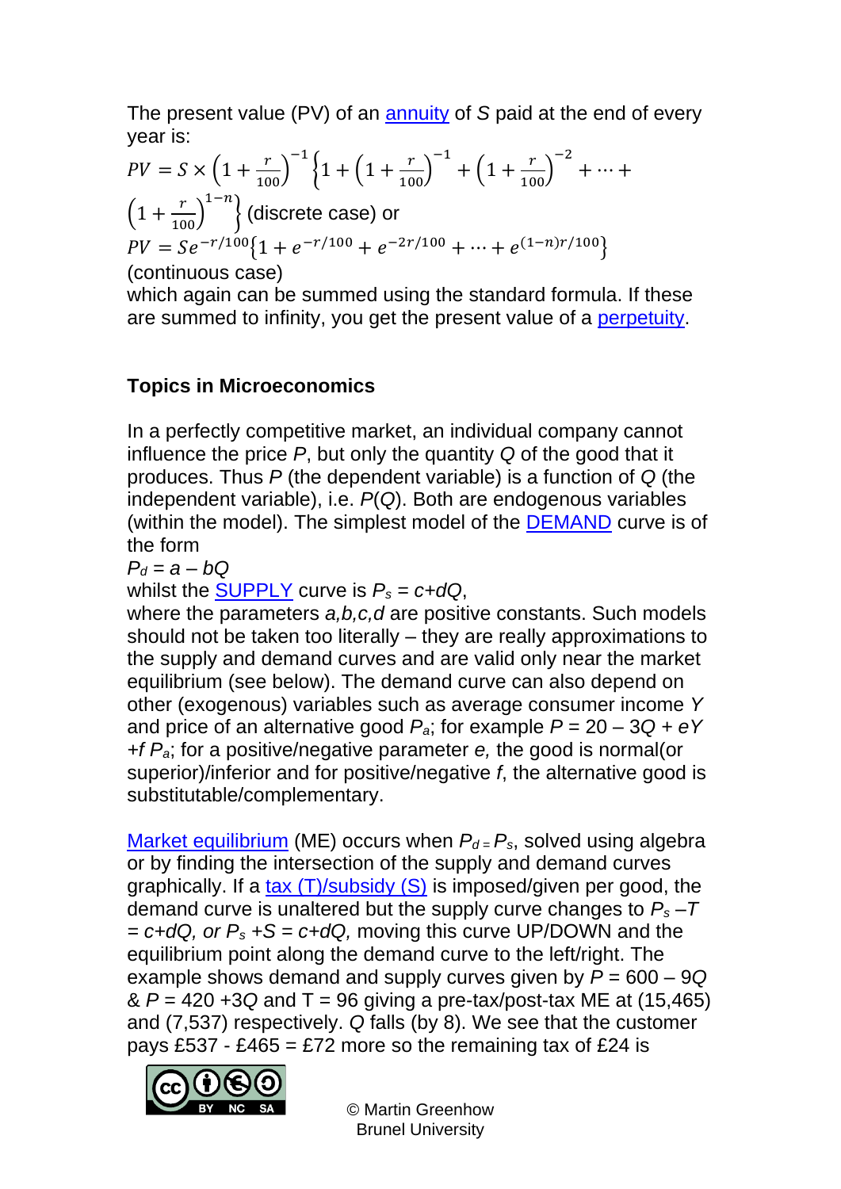The present value (PV) of an annuity of $S$ paid at the end of every year is:

$$PV = S \times \left(1+\frac{r}{100}\right)^{-1}\left\{1+\left(1+\frac{r}{100}\right)^{-1}+\left(1+\frac{r}{100}\right)^{-2}+\cdots+\left(1+\frac{r}{100}\right)^{1-n}\right\}$$ (discrete case) or

$$PV = Se^{-r/100}\left\{1+e^{-r/100}+e^{-2r/100}+\cdots+e^{(1-n)r/100}\right\}$$

(continuous case)

which again can be summed using the standard formula. If these are summed to infinity, you get the present value of a perpetuity.

**Topics in Microeconomics**

In a perfectly competitive market, an individual company cannot influence the price $P$, but only the quantity $Q$ of the good that it produces. Thus $P$ (the dependent variable) is a function of $Q$ (the independent variable), i.e. $P(Q)$. Both are endogenous variables (within the model). The simplest model of the DEMAND curve is of the form

$P_d = a - bQ$

whilst the SUPPLY curve is $P_s = c+dQ$,

where the parameters $a,b,c,d$ are positive constants. Such models should not be taken too literally – they are really approximations to the supply and demand curves and are valid only near the market equilibrium (see below). The demand curve can also depend on other (exogenous) variables such as average consumer income $Y$ and price of an alternative good $P_a$; for example $P = 20 - 3Q + eY + f P_a$; for a positive/negative parameter $e$, the good is normal(or superior)/inferior and for positive/negative $f$, the alternative good is substitutable/complementary.

Market equilibrium (ME) occurs when $P_d = P_s$, solved using algebra or by finding the intersection of the supply and demand curves graphically. If a tax (T)/subsidy (S) is imposed/given per good, the demand curve is unaltered but the supply curve changes to $P_s - T = c+dQ$, or $P_s + S = c+dQ$, moving this curve UP/DOWN and the equilibrium point along the demand curve to the left/right. The example shows demand and supply curves given by $P = 600 - 9Q$ & $P = 420 + 3Q$ and T = 96 giving a pre-tax/post-tax ME at (15,465) and (7,537) respectively. $Q$ falls (by 8). We see that the customer pays £537 - £465 = £72 more so the remaining tax of £24 is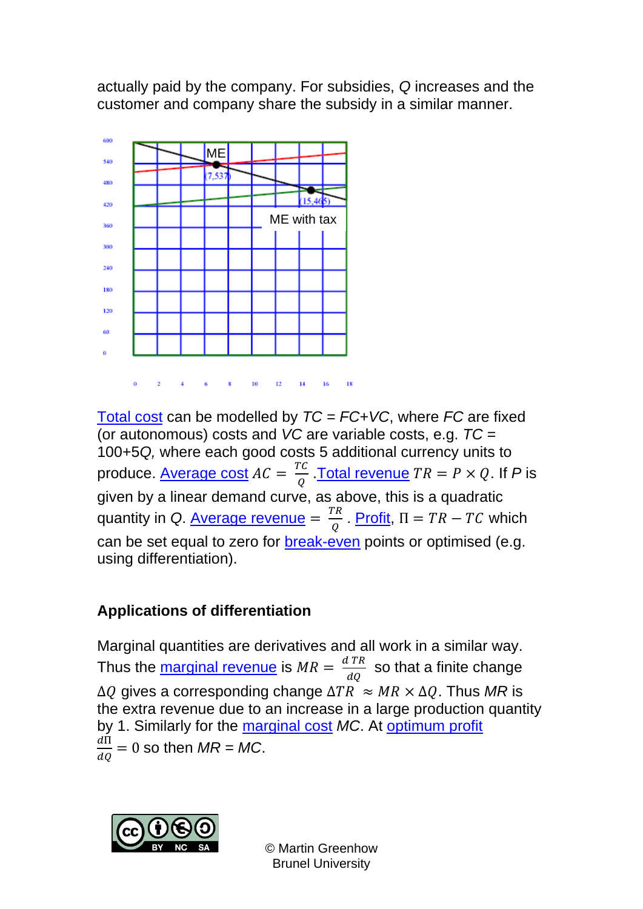actually paid by the company. For subsidies, $Q$ increases and the customer and company share the subsidy in a similar manner.

[Total cost](#) can be modelled by $TC = FC+VC$, where $FC$ are fixed (or autonomous) costs and $VC$ are variable costs, e.g. $TC = 100+5Q$, where each good costs 5 additional currency units to produce. [Average cost](#) $AC = \frac{TC}{Q}$ .[Total revenue](#) $TR = P \times Q$. If $P$ is given by a linear demand curve, as above, this is a quadratic quantity in $Q$. [Average revenue](#) $= \frac{TR}{Q}$ . [Profit](#), $\Pi = TR - TC$ which can be set equal to zero for [break-even](#) points or optimised (e.g. using differentiation).

## Applications of differentiation

Marginal quantities are derivatives and all work in a similar way. Thus the [marginal revenue](#) is $MR = \frac{d\,TR}{dQ}$ so that a finite change $\Delta Q$ gives a corresponding change $\Delta TR \approx MR \times \Delta Q$. Thus $MR$ is the extra revenue due to an increase in a large production quantity by 1. Similarly for the [marginal cost](#) $MC$. At [optimum profit](#) $\frac{d\Pi}{dQ} = 0$ so then $MR = MC$.

© Martin Greenhow
Brunel University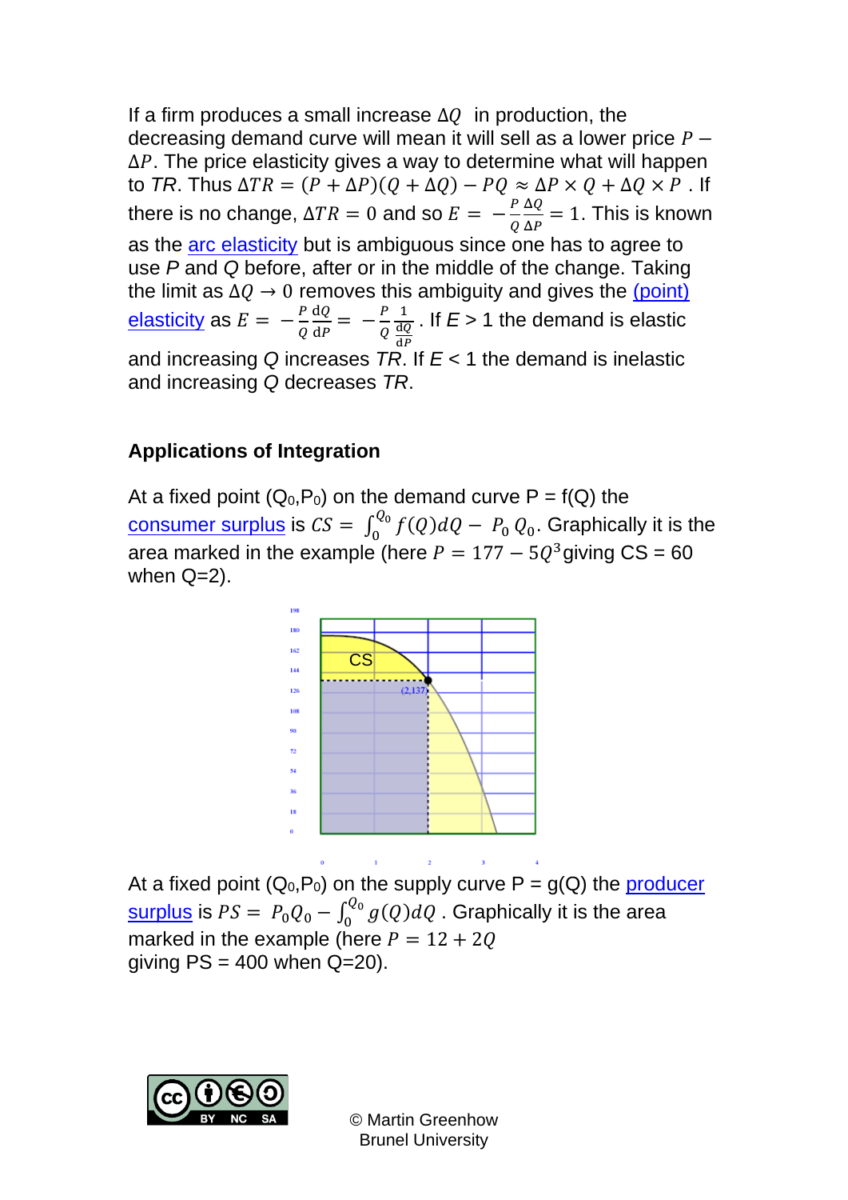If a firm produces a small increase $\Delta Q$ in production, the decreasing demand curve will mean it will sell as a lower price $P - \Delta P$. The price elasticity gives a way to determine what will happen to *TR*. Thus $\Delta TR = (P + \Delta P)(Q + \Delta Q) - PQ \approx \Delta P \times Q + \Delta Q \times P$ . If there is no change, $\Delta TR = 0$ and so $E = -\frac{P}{Q}\frac{\Delta Q}{\Delta P} = 1$. This is known as the arc elasticity but is ambiguous since one has to agree to use *P* and *Q* before, after or in the middle of the change. Taking the limit as $\Delta Q \rightarrow 0$ removes this ambiguity and gives the (point) elasticity as $E = -\frac{P}{Q}\frac{\mathrm{d}Q}{\mathrm{d}P} = -\frac{P}{Q}\frac{1}{\frac{\mathrm{d}Q}{\mathrm{d}P}}$ . If *E* > 1 the demand is elastic and increasing *Q* increases *TR*. If *E* < 1 the demand is inelastic and increasing *Q* decreases *TR*.

### Applications of Integration

At a fixed point ($Q_0$,$P_0$) on the demand curve P = f(Q) the consumer surplus is $CS = \int_0^{Q_0} f(Q)dQ - P_0\, Q_0$. Graphically it is the area marked in the example (here $P = 177 - 5Q^3$giving CS = 60 when Q=2).

At a fixed point ($Q_0$,$P_0$) on the supply curve P = g(Q) the producer surplus is $PS = P_0Q_0 - \int_0^{Q_0} g(Q)dQ$ . Graphically it is the area marked in the example (here $P = 12 + 2Q$ giving PS = 400 when Q=20).

© Martin Greenhow
Brunel University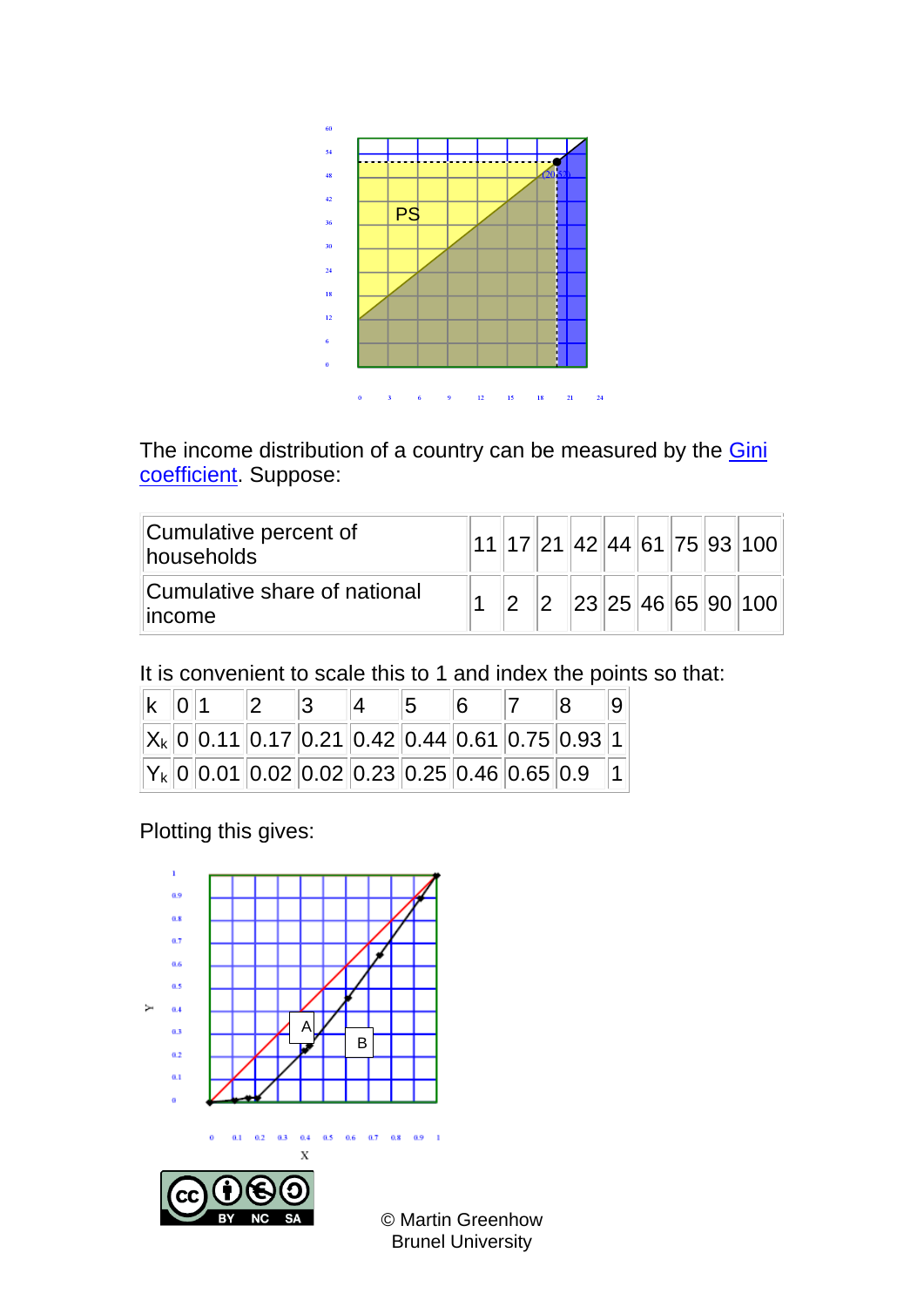The income distribution of a country can be measured by the Gini coefficient. Suppose:

| Cumulative percent of households | 11 | 17 | 21 | 42 | 44 | 61 | 75 | 93 | 100 |
|---|---|---|---|---|---|---|---|---|---|
| Cumulative share of national income | 1 | 2 | 2 | 23 | 25 | 46 | 65 | 90 | 100 |

It is convenient to scale this to 1 and index the points so that:

| k | 0 | 1 | 2 | 3 | 4 | 5 | 6 | 7 | 8 | 9 |
|---|---|---|---|---|---|---|---|---|---|---|
| $X_k$ | 0 | 0.11 | 0.17 | 0.21 | 0.42 | 0.44 | 0.61 | 0.75 | 0.93 | 1 |
| $Y_k$ | 0 | 0.01 | 0.02 | 0.02 | 0.23 | 0.25 | 0.46 | 0.65 | 0.9 | 1 |

Plotting this gives:

© Martin Greenhow
Brunel University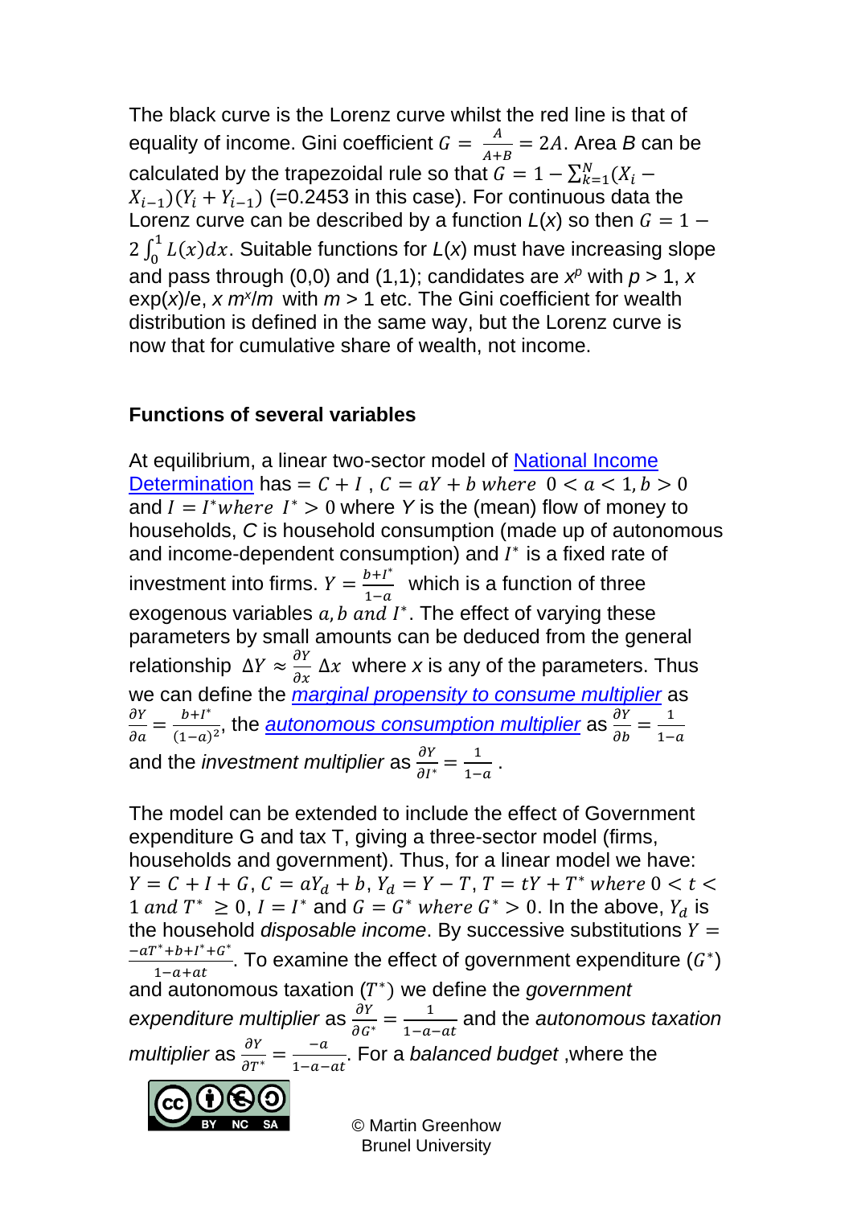The black curve is the Lorenz curve whilst the red line is that of equality of income. Gini coefficient $G = \frac{A}{A+B} = 2A$. Area *B* can be calculated by the trapezoidal rule so that $G = 1 - \sum_{k=1}^{N}(X_i - X_{i-1})(Y_i + Y_{i-1})$ (=0.2453 in this case). For continuous data the Lorenz curve can be described by a function *L*(*x*) so then $G = 1 - 2\int_0^1 L(x)dx$. Suitable functions for *L*(*x*) must have increasing slope and pass through (0,0) and (1,1); candidates are $x^p$ with $p > 1$, $x \exp(x)/e$, $x\, m^x/m$ with $m > 1$ etc. The Gini coefficient for wealth distribution is defined in the same way, but the Lorenz curve is now that for cumulative share of wealth, not income.

### Functions of several variables

At equilibrium, a linear two-sector model of National Income Determination has $= C + I$ , $C = aY + b$ *where* $0 < a < 1, b > 0$ and $I = I^*$ *where* $I^* > 0$ where *Y* is the (mean) flow of money to households, *C* is household consumption (made up of autonomous and income-dependent consumption) and $I^*$ is a fixed rate of investment into firms. $Y = \frac{b+I^*}{1-a}$ which is a function of three exogenous variables $a, b$ *and* $I^*$. The effect of varying these parameters by small amounts can be deduced from the general relationship $\Delta Y \approx \frac{\partial Y}{\partial x}\Delta x$ where *x* is any of the parameters. Thus we can define the *marginal propensity to consume multiplier* as $\frac{\partial Y}{\partial a} = \frac{b+I^*}{(1-a)^2}$, the *autonomous consumption multiplier* as $\frac{\partial Y}{\partial b} = \frac{1}{1-a}$ and the *investment multiplier* as $\frac{\partial Y}{\partial I^*} = \frac{1}{1-a}$.

The model can be extended to include the effect of Government expenditure G and tax T, giving a three-sector model (firms, households and government). Thus, for a linear model we have: $Y = C + I + G$, $C = aY_d + b$, $Y_d = Y - T$, $T = tY + T^*$ *where* $0 < t < 1$ *and* $T^* \geq 0$, $I = I^*$ and $G = G^*$ *where* $G^* > 0$. In the above, $Y_d$ is the household *disposable income*. By successive substitutions $Y = \frac{-aT^* + b + I^* + G^*}{1-a+at}$. To examine the effect of government expenditure ($G^*$) and autonomous taxation ($T^*$) we define the *government expenditure multiplier* as $\frac{\partial Y}{\partial G^*} = \frac{1}{1-a-at}$ and the *autonomous taxation multiplier* as $\frac{\partial Y}{\partial T^*} = \frac{-a}{1-a-at}$. For a *balanced budget* ,where the

© Martin Greenhow
Brunel University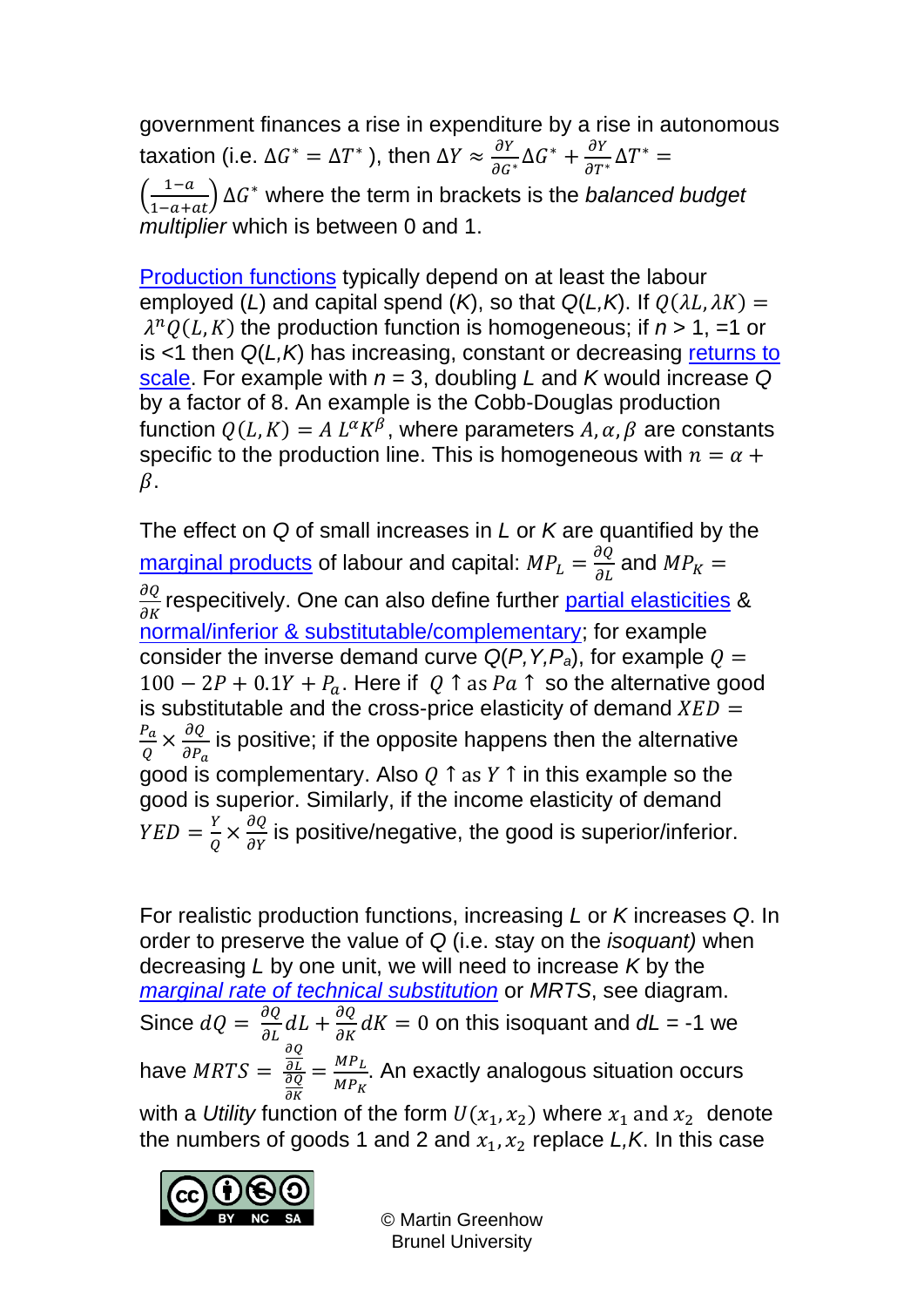government finances a rise in expenditure by a rise in autonomous taxation (i.e. $\Delta G^* = \Delta T^*$ ), then $\Delta Y \approx \frac{\partial Y}{\partial G^*}\Delta G^* + \frac{\partial Y}{\partial T^*}\Delta T^* = \left(\frac{1-a}{1-a+at}\right)\Delta G^*$ where the term in brackets is the *balanced budget multiplier* which is between 0 and 1.

Production functions typically depend on at least the labour employed ($L$) and capital spend ($K$), so that $Q(L,K)$. If $Q(\lambda L, \lambda K) = \lambda^n Q(L,K)$ the production function is homogeneous; if $n > 1$, $=1$ or is $<1$ then $Q(L,K)$ has increasing, constant or decreasing returns to scale. For example with $n = 3$, doubling $L$ and $K$ would increase $Q$ by a factor of 8. An example is the Cobb-Douglas production function $Q(L,K) = A\, L^{\alpha} K^{\beta}$, where parameters $A, \alpha, \beta$ are constants specific to the production line. This is homogeneous with $n = \alpha + \beta$.

The effect on $Q$ of small increases in $L$ or $K$ are quantified by the marginal products of labour and capital: $MP_L = \frac{\partial Q}{\partial L}$ and $MP_K = \frac{\partial Q}{\partial K}$ respecitively. One can also define further partial elasticities & normal/inferior & substitutable/complementary; for example consider the inverse demand curve $Q(P,Y,P_a)$, for example $Q = 100 - 2P + 0.1Y + P_a$. Here if $Q \uparrow$ as $Pa \uparrow$ so the alternative good is substitutable and the cross-price elasticity of demand $XED = \frac{P_a}{Q} \times \frac{\partial Q}{\partial P_a}$ is positive; if the opposite happens then the alternative good is complementary. Also $Q \uparrow$ as $Y \uparrow$ in this example so the good is superior. Similarly, if the income elasticity of demand $YED = \frac{Y}{Q} \times \frac{\partial Q}{\partial Y}$ is positive/negative, the good is superior/inferior.

For realistic production functions, increasing $L$ or $K$ increases $Q$. In order to preserve the value of $Q$ (i.e. stay on the *isoquant)* when decreasing $L$ by one unit, we will need to increase $K$ by the *marginal rate of technical substitution* or *MRTS*, see diagram. Since $dQ = \frac{\partial Q}{\partial L}dL + \frac{\partial Q}{\partial K}dK = 0$ on this isoquant and $dL = -1$ we have $MRTS = \frac{\frac{\partial Q}{\partial L}}{\frac{\partial Q}{\partial K}} = \frac{MP_L}{MP_K}$. An exactly analogous situation occurs with a *Utility* function of the form $U(x_1, x_2)$ where $x_1$ and $x_2$ denote the numbers of goods 1 and 2 and $x_1, x_2$ replace $L,K$. In this case

© Martin Greenhow
Brunel University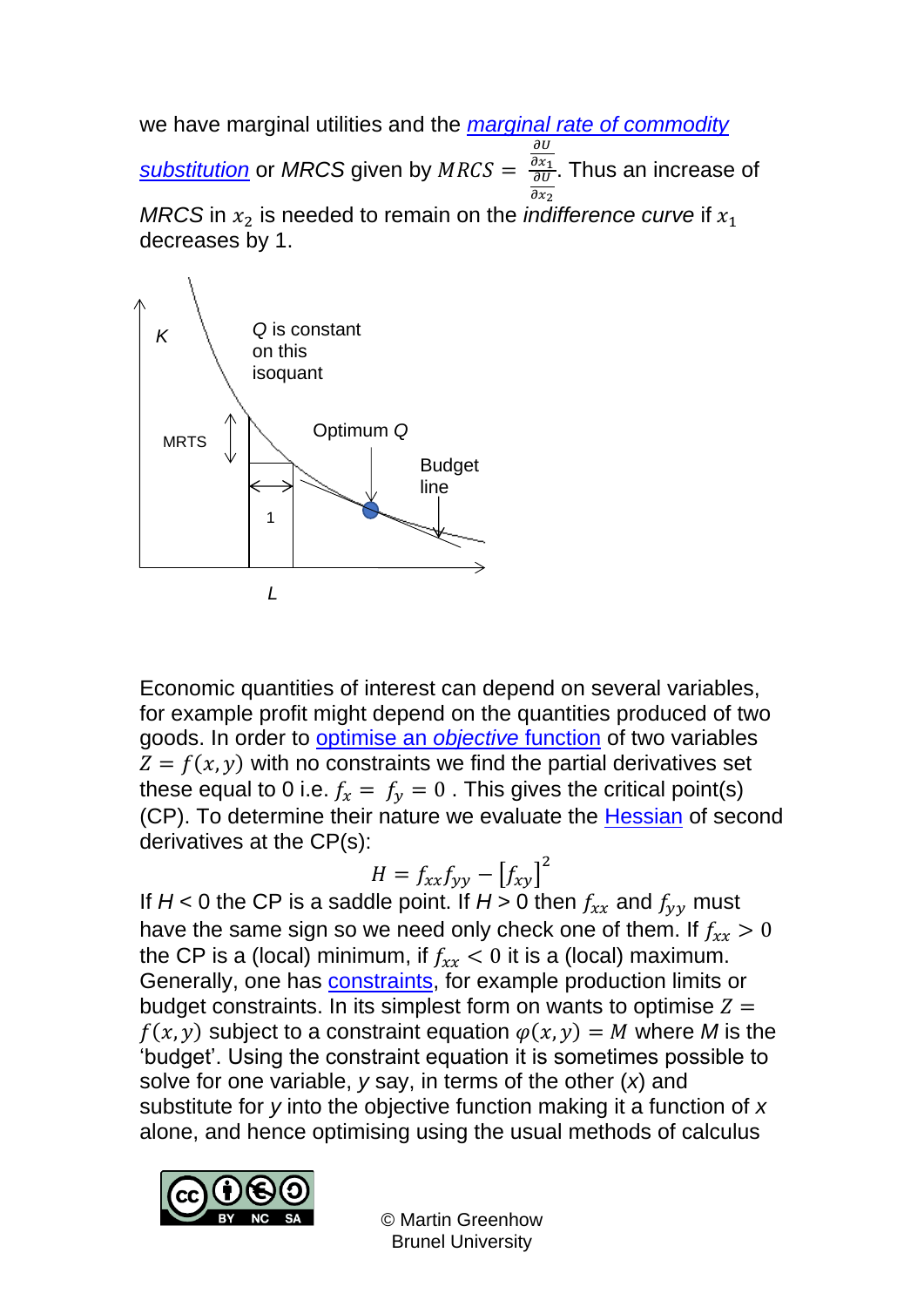we have marginal utilities and the *marginal rate of commodity substitution* or *MRCS* given by $MRCS = \frac{\frac{\partial U}{\partial x_1}}{\frac{\partial U}{\partial x_2}}$. Thus an increase of *MRCS* in $x_2$ is needed to remain on the *indifference curve* if $x_1$ decreases by 1.

Economic quantities of interest can depend on several variables, for example profit might depend on the quantities produced of two goods. In order to optimise an *objective* function of two variables $Z = f(x, y)$ with no constraints we find the partial derivatives set these equal to 0 i.e. $f_x = f_y = 0$ . This gives the critical point(s) (CP). To determine their nature we evaluate the Hessian of second derivatives at the CP(s):

$$H = f_{xx}f_{yy} - [f_{xy}]^2$$

If *H* < 0 the CP is a saddle point. If *H* > 0 then $f_{xx}$ and $f_{yy}$ must have the same sign so we need only check one of them. If $f_{xx} > 0$ the CP is a (local) minimum, if $f_{xx} < 0$ it is a (local) maximum. Generally, one has constraints, for example production limits or budget constraints. In its simplest form on wants to optimise $Z = f(x, y)$ subject to a constraint equation $\varphi(x, y) = M$ where *M* is the 'budget'. Using the constraint equation it is sometimes possible to solve for one variable, *y* say, in terms of the other (*x*) and substitute for *y* into the objective function making it a function of *x* alone, and hence optimising using the usual methods of calculus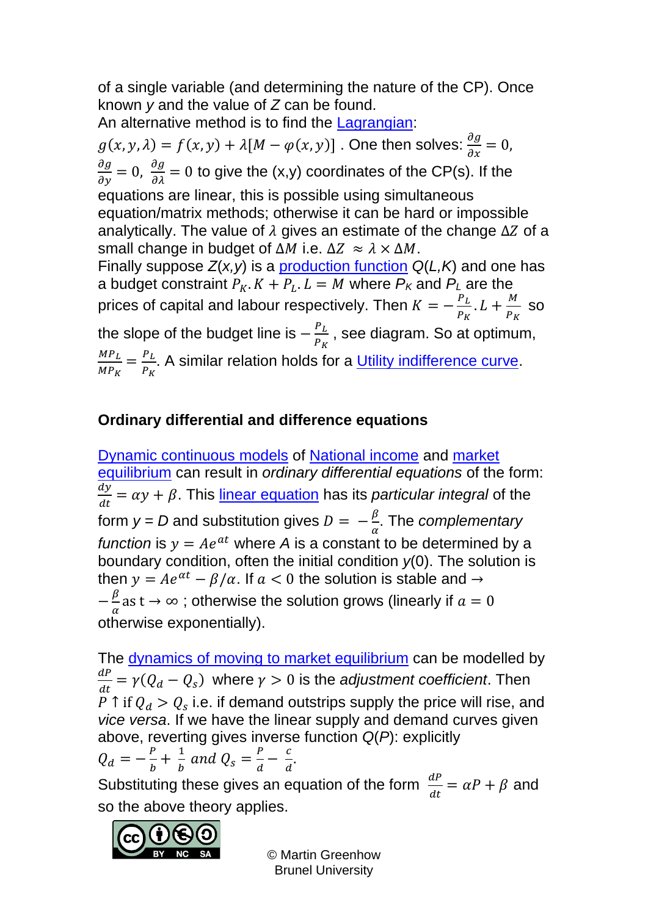of a single variable (and determining the nature of the CP). Once known $y$ and the value of $Z$ can be found.
An alternative method is to find the Lagrangian:
$g(x,y,\lambda) = f(x,y) + \lambda[M - \varphi(x,y)]$ . One then solves: $\frac{\partial g}{\partial x} = 0$, $\frac{\partial g}{\partial y} = 0$, $\frac{\partial g}{\partial \lambda} = 0$ to give the (x,y) coordinates of the CP(s). If the equations are linear, this is possible using simultaneous equation/matrix methods; otherwise it can be hard or impossible analytically. The value of $\lambda$ gives an estimate of the change $\Delta Z$ of a small change in budget of $\Delta M$ i.e. $\Delta Z \approx \lambda \times \Delta M$.
Finally suppose $Z(x,y)$ is a production function $Q(L,K)$ and one has a budget constraint $P_K.K + P_L.L = M$ where $P_K$ and $P_L$ are the prices of capital and labour respectively. Then $K = -\frac{P_L}{P_K}.L + \frac{M}{P_K}$ so the slope of the budget line is $-\frac{P_L}{P_K}$ , see diagram. So at optimum, $\frac{MP_L}{MP_K} = \frac{P_L}{P_K}$. A similar relation holds for a Utility indifference curve.

## Ordinary differential and difference equations

Dynamic continuous models of National income and market equilibrium can result in *ordinary differential equations* of the form: $\frac{dy}{dt} = \alpha y + \beta$. This linear equation has its *particular integral* of the form $y = D$ and substitution gives $D = -\frac{\beta}{\alpha}$. The *complementary function* is $y = Ae^{\alpha t}$ where $A$ is a constant to be determined by a boundary condition, often the initial condition $y(0)$. The solution is then $y = Ae^{\alpha t} - \beta/\alpha$. If $\alpha < 0$ the solution is stable and $\rightarrow -\frac{\beta}{\alpha}$ as t $\rightarrow \infty$ ; otherwise the solution grows (linearly if $\alpha = 0$ otherwise exponentially).

The dynamics of moving to market equilibrium can be modelled by $\frac{dP}{dt} = \gamma(Q_d - Q_s)$ where $\gamma > 0$ is the *adjustment coefficient*. Then $P \uparrow$ if $Q_d > Q_s$ i.e. if demand outstrips supply the price will rise, and *vice versa*. If we have the linear supply and demand curves given above, reverting gives inverse function $Q(P)$: explicitly
$Q_d = -\frac{P}{b} + \frac{1}{b}$ *and* $Q_s = \frac{P}{d} - \frac{c}{d}$.
Substituting these gives an equation of the form $\frac{dP}{dt} = \alpha P + \beta$ and so the above theory applies.

© Martin Greenhow
Brunel University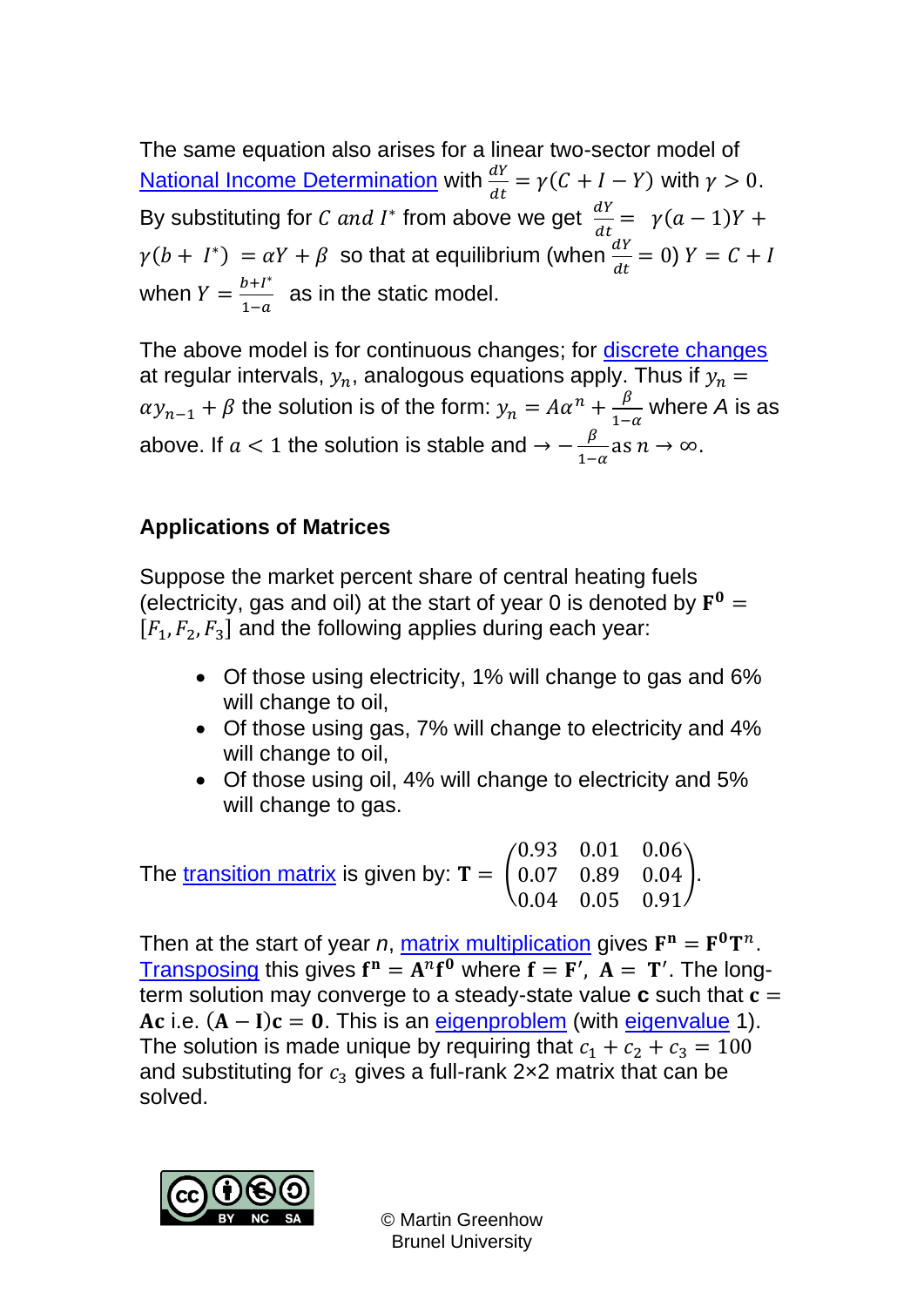The same equation also arises for a linear two-sector model of National Income Determination with $\frac{dY}{dt} = \gamma(C + I - Y)$ with $\gamma > 0$. By substituting for $C$ *and* $I^*$ from above we get $\frac{dY}{dt} = \gamma(a-1)Y + \gamma(b + I^*) = \alpha Y + \beta$ so that at equilibrium (when $\frac{dY}{dt} = 0$) $Y = C + I$ when $Y = \frac{b+I^*}{1-a}$ as in the static model.

The above model is for continuous changes; for discrete changes at regular intervals, $y_n$, analogous equations apply. Thus if $y_n = \alpha y_{n-1} + \beta$ the solution is of the form: $y_n = A\alpha^n + \frac{\beta}{1-\alpha}$ where *A* is as above. If $a < 1$ the solution is stable and $\rightarrow -\frac{\beta}{1-\alpha}$ as $n \rightarrow \infty$.

## Applications of Matrices

Suppose the market percent share of central heating fuels (electricity, gas and oil) at the start of year 0 is denoted by $\mathbf{F^0} = [F_1, F_2, F_3]$ and the following applies during each year:

- Of those using electricity, 1% will change to gas and 6% will change to oil,
- Of those using gas, 7% will change to electricity and 4% will change to oil,
- Of those using oil, 4% will change to electricity and 5% will change to gas.

The transition matrix is given by: $\mathbf{T} = \begin{pmatrix} 0.93 & 0.01 & 0.06 \\ 0.07 & 0.89 & 0.04 \\ 0.04 & 0.05 & 0.91 \end{pmatrix}$.

Then at the start of year *n*, matrix multiplication gives $\mathbf{F^n} = \mathbf{F^0}\mathbf{T}^n$. Transposing this gives $\mathbf{f^n} = \mathbf{A}^n\mathbf{f^0}$ where $\mathbf{f} = \mathbf{F}'$, $\mathbf{A} = \mathbf{T}'$. The long-term solution may converge to a steady-state value $\mathbf{c}$ such that $\mathbf{c} = \mathbf{Ac}$ i.e. $(\mathbf{A} - \mathbf{I})\mathbf{c} = \mathbf{0}$. This is an eigenproblem (with eigenvalue 1). The solution is made unique by requiring that $c_1 + c_2 + c_3 = 100$ and substituting for $c_3$ gives a full-rank 2×2 matrix that can be solved.

© Martin Greenhow
Brunel University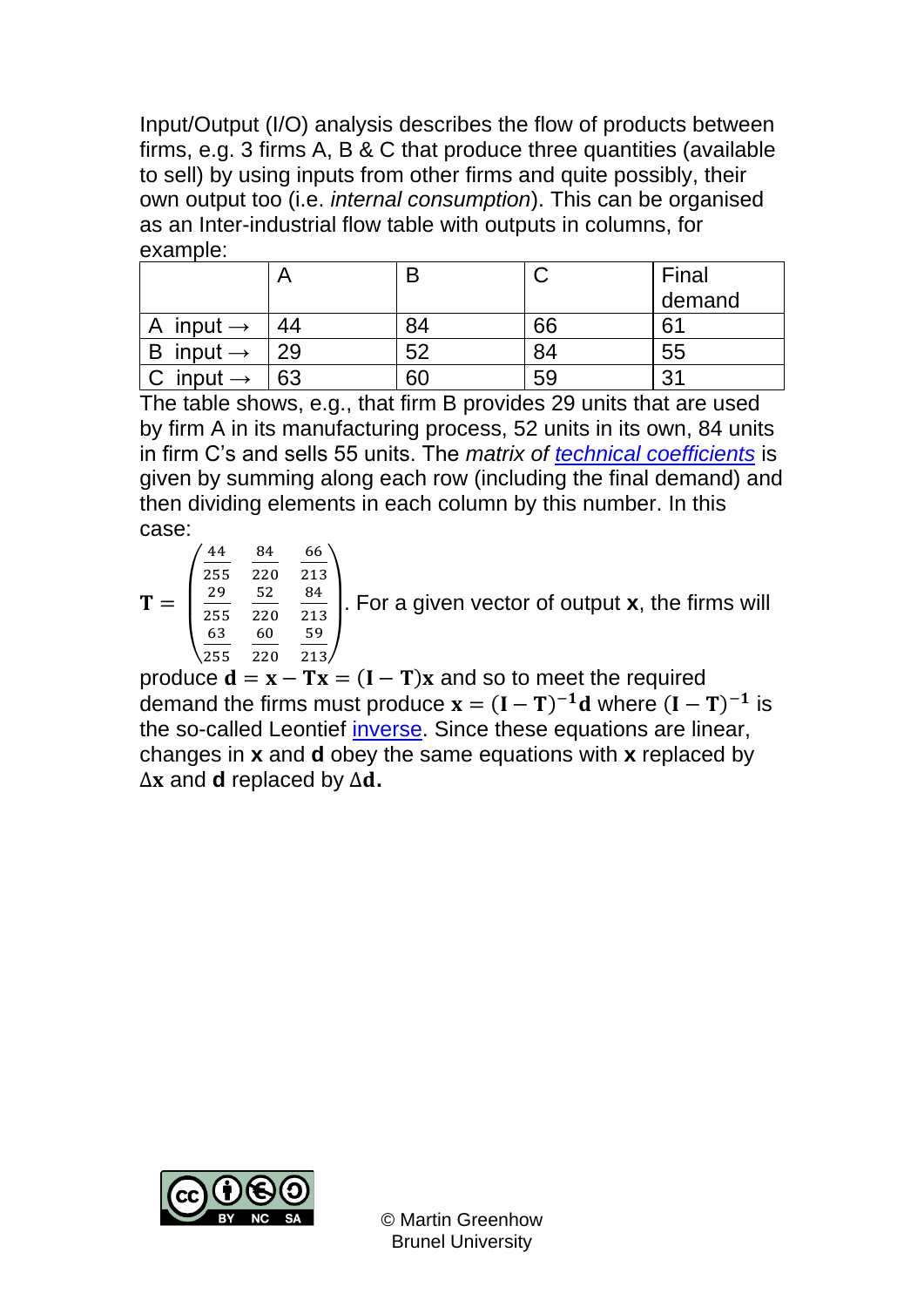Input/Output (I/O) analysis describes the flow of products between firms, e.g. 3 firms A, B & C that produce three quantities (available to sell) by using inputs from other firms and quite possibly, their own output too (i.e. *internal consumption*). This can be organised as an Inter-industrial flow table with outputs in columns, for example:

| | A | B | C | Final demand |
|---|---|---|---|---|
| A input → | 44 | 84 | 66 | 61 |
| B input → | 29 | 52 | 84 | 55 |
| C input → | 63 | 60 | 59 | 31 |

The table shows, e.g., that firm B provides 29 units that are used by firm A in its manufacturing process, 52 units in its own, 84 units in firm C's and sells 55 units. The *matrix of technical coefficients* is given by summing along each row (including the final demand) and then dividing elements in each column by this number. In this case:

$\mathbf{T} = \begin{pmatrix} \frac{44}{255} & \frac{84}{220} & \frac{66}{213} \\ \frac{29}{255} & \frac{52}{220} & \frac{84}{213} \\ \frac{63}{255} & \frac{60}{220} & \frac{59}{213} \end{pmatrix}$. For a given vector of output $\mathbf{x}$, the firms will produce $\mathbf{d} = \mathbf{x} - \mathbf{Tx} = (\mathbf{I} - \mathbf{T})\mathbf{x}$ and so to meet the required demand the firms must produce $\mathbf{x} = (\mathbf{I} - \mathbf{T})^{-1}\mathbf{d}$ where $(\mathbf{I} - \mathbf{T})^{-1}$ is the so-called Leontief inverse. Since these equations are linear, changes in $\mathbf{x}$ and $\mathbf{d}$ obey the same equations with $\mathbf{x}$ replaced by $\Delta\mathbf{x}$ and $\mathbf{d}$ replaced by $\Delta\mathbf{d}$.

© Martin Greenhow
Brunel University